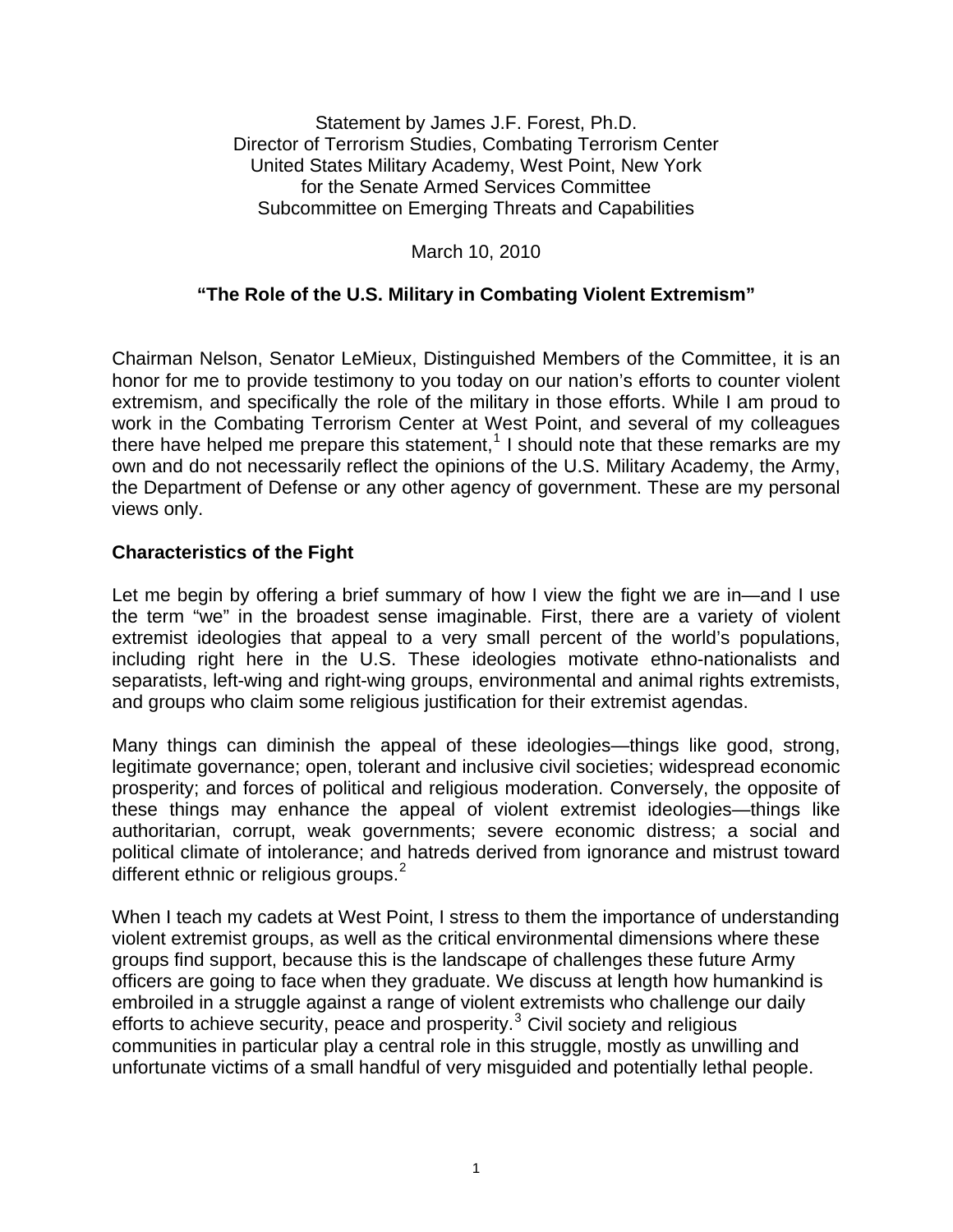Statement by James J.F. Forest, Ph.D.
Director of Terrorism Studies, Combating Terrorism Center
United States Military Academy, West Point, New York
for the Senate Armed Services Committee
Subcommittee on Emerging Threats and Capabilities

March 10, 2010

# "The Role of the U.S. Military in Combating Violent Extremism"

Chairman Nelson, Senator LeMieux, Distinguished Members of the Committee, it is an honor for me to provide testimony to you today on our nation's efforts to counter violent extremism, and specifically the role of the military in those efforts. While I am proud to work in the Combating Terrorism Center at West Point, and several of my colleagues there have helped me prepare this statement,[1] I should note that these remarks are my own and do not necessarily reflect the opinions of the U.S. Military Academy, the Army, the Department of Defense or any other agency of government. These are my personal views only.

## Characteristics of the Fight

Let me begin by offering a brief summary of how I view the fight we are in—and I use the term "we" in the broadest sense imaginable. First, there are a variety of violent extremist ideologies that appeal to a very small percent of the world's populations, including right here in the U.S. These ideologies motivate ethno-nationalists and separatists, left-wing and right-wing groups, environmental and animal rights extremists, and groups who claim some religious justification for their extremist agendas.

Many things can diminish the appeal of these ideologies—things like good, strong, legitimate governance; open, tolerant and inclusive civil societies; widespread economic prosperity; and forces of political and religious moderation. Conversely, the opposite of these things may enhance the appeal of violent extremist ideologies—things like authoritarian, corrupt, weak governments; severe economic distress; a social and political climate of intolerance; and hatreds derived from ignorance and mistrust toward different ethnic or religious groups.[2]

When I teach my cadets at West Point, I stress to them the importance of understanding violent extremist groups, as well as the critical environmental dimensions where these groups find support, because this is the landscape of challenges these future Army officers are going to face when they graduate. We discuss at length how humankind is embroiled in a struggle against a range of violent extremists who challenge our daily efforts to achieve security, peace and prosperity.[3] Civil society and religious communities in particular play a central role in this struggle, mostly as unwilling and unfortunate victims of a small handful of very misguided and potentially lethal people.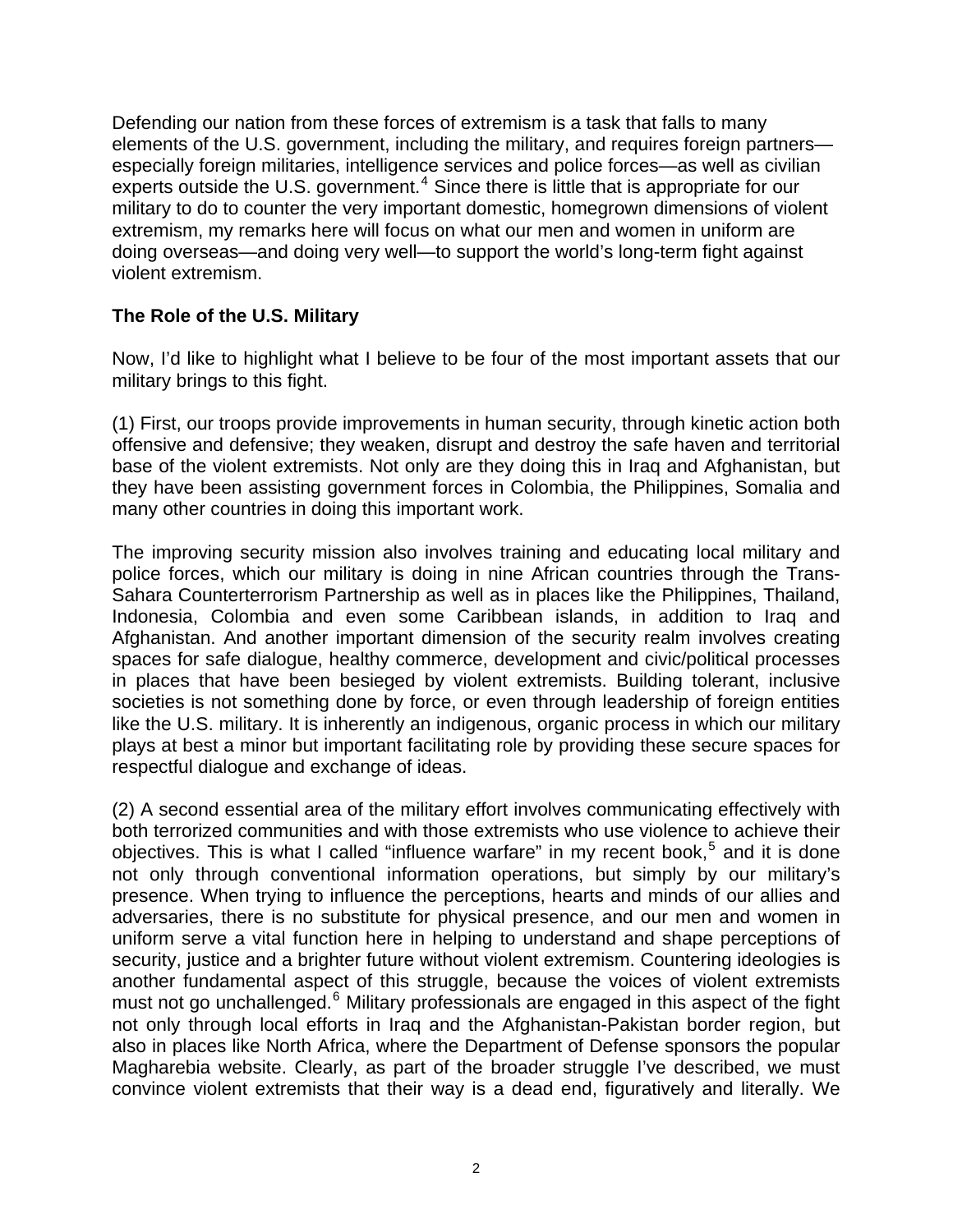Defending our nation from these forces of extremism is a task that falls to many elements of the U.S. government, including the military, and requires foreign partners—especially foreign militaries, intelligence services and police forces—as well as civilian experts outside the U.S. government.[4] Since there is little that is appropriate for our military to do to counter the very important domestic, homegrown dimensions of violent extremism, my remarks here will focus on what our men and women in uniform are doing overseas—and doing very well—to support the world's long-term fight against violent extremism.

**The Role of the U.S. Military**

Now, I'd like to highlight what I believe to be four of the most important assets that our military brings to this fight.

(1) First, our troops provide improvements in human security, through kinetic action both offensive and defensive; they weaken, disrupt and destroy the safe haven and territorial base of the violent extremists. Not only are they doing this in Iraq and Afghanistan, but they have been assisting government forces in Colombia, the Philippines, Somalia and many other countries in doing this important work.

The improving security mission also involves training and educating local military and police forces, which our military is doing in nine African countries through the Trans-Sahara Counterterrorism Partnership as well as in places like the Philippines, Thailand, Indonesia, Colombia and even some Caribbean islands, in addition to Iraq and Afghanistan. And another important dimension of the security realm involves creating spaces for safe dialogue, healthy commerce, development and civic/political processes in places that have been besieged by violent extremists. Building tolerant, inclusive societies is not something done by force, or even through leadership of foreign entities like the U.S. military. It is inherently an indigenous, organic process in which our military plays at best a minor but important facilitating role by providing these secure spaces for respectful dialogue and exchange of ideas.

(2) A second essential area of the military effort involves communicating effectively with both terrorized communities and with those extremists who use violence to achieve their objectives. This is what I called "influence warfare" in my recent book,[5] and it is done not only through conventional information operations, but simply by our military's presence. When trying to influence the perceptions, hearts and minds of our allies and adversaries, there is no substitute for physical presence, and our men and women in uniform serve a vital function here in helping to understand and shape perceptions of security, justice and a brighter future without violent extremism. Countering ideologies is another fundamental aspect of this struggle, because the voices of violent extremists must not go unchallenged.[6] Military professionals are engaged in this aspect of the fight not only through local efforts in Iraq and the Afghanistan-Pakistan border region, but also in places like North Africa, where the Department of Defense sponsors the popular Magharebia website. Clearly, as part of the broader struggle I've described, we must convince violent extremists that their way is a dead end, figuratively and literally. We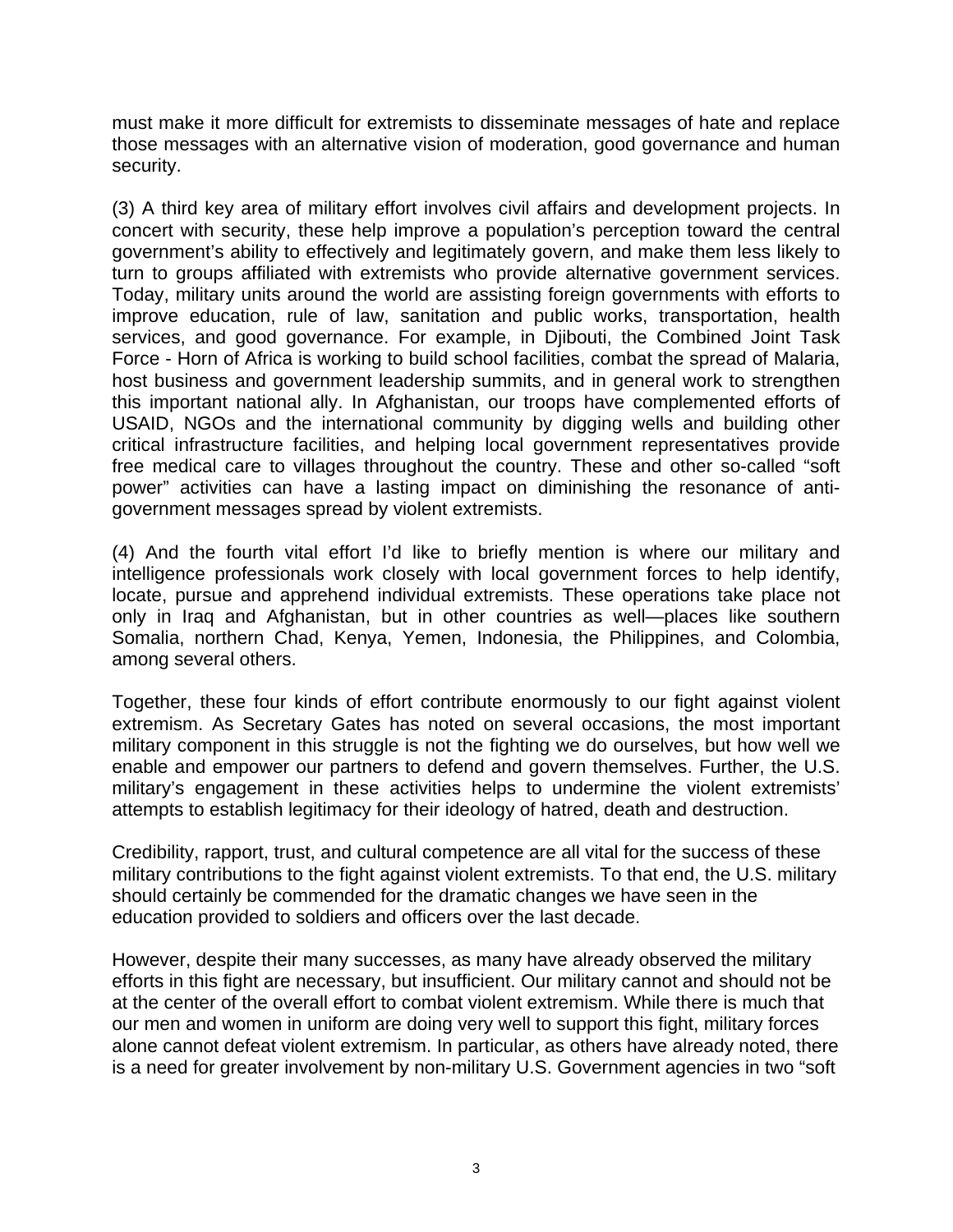must make it more difficult for extremists to disseminate messages of hate and replace those messages with an alternative vision of moderation, good governance and human security.

(3) A third key area of military effort involves civil affairs and development projects. In concert with security, these help improve a population's perception toward the central government's ability to effectively and legitimately govern, and make them less likely to turn to groups affiliated with extremists who provide alternative government services. Today, military units around the world are assisting foreign governments with efforts to improve education, rule of law, sanitation and public works, transportation, health services, and good governance. For example, in Djibouti, the Combined Joint Task Force - Horn of Africa is working to build school facilities, combat the spread of Malaria, host business and government leadership summits, and in general work to strengthen this important national ally. In Afghanistan, our troops have complemented efforts of USAID, NGOs and the international community by digging wells and building other critical infrastructure facilities, and helping local government representatives provide free medical care to villages throughout the country. These and other so-called "soft power" activities can have a lasting impact on diminishing the resonance of anti-government messages spread by violent extremists.

(4) And the fourth vital effort I'd like to briefly mention is where our military and intelligence professionals work closely with local government forces to help identify, locate, pursue and apprehend individual extremists. These operations take place not only in Iraq and Afghanistan, but in other countries as well—places like southern Somalia, northern Chad, Kenya, Yemen, Indonesia, the Philippines, and Colombia, among several others.

Together, these four kinds of effort contribute enormously to our fight against violent extremism. As Secretary Gates has noted on several occasions, the most important military component in this struggle is not the fighting we do ourselves, but how well we enable and empower our partners to defend and govern themselves. Further, the U.S. military's engagement in these activities helps to undermine the violent extremists' attempts to establish legitimacy for their ideology of hatred, death and destruction.

Credibility, rapport, trust, and cultural competence are all vital for the success of these military contributions to the fight against violent extremists. To that end, the U.S. military should certainly be commended for the dramatic changes we have seen in the education provided to soldiers and officers over the last decade.

However, despite their many successes, as many have already observed the military efforts in this fight are necessary, but insufficient. Our military cannot and should not be at the center of the overall effort to combat violent extremism. While there is much that our men and women in uniform are doing very well to support this fight, military forces alone cannot defeat violent extremism. In particular, as others have already noted, there is a need for greater involvement by non-military U.S. Government agencies in two "soft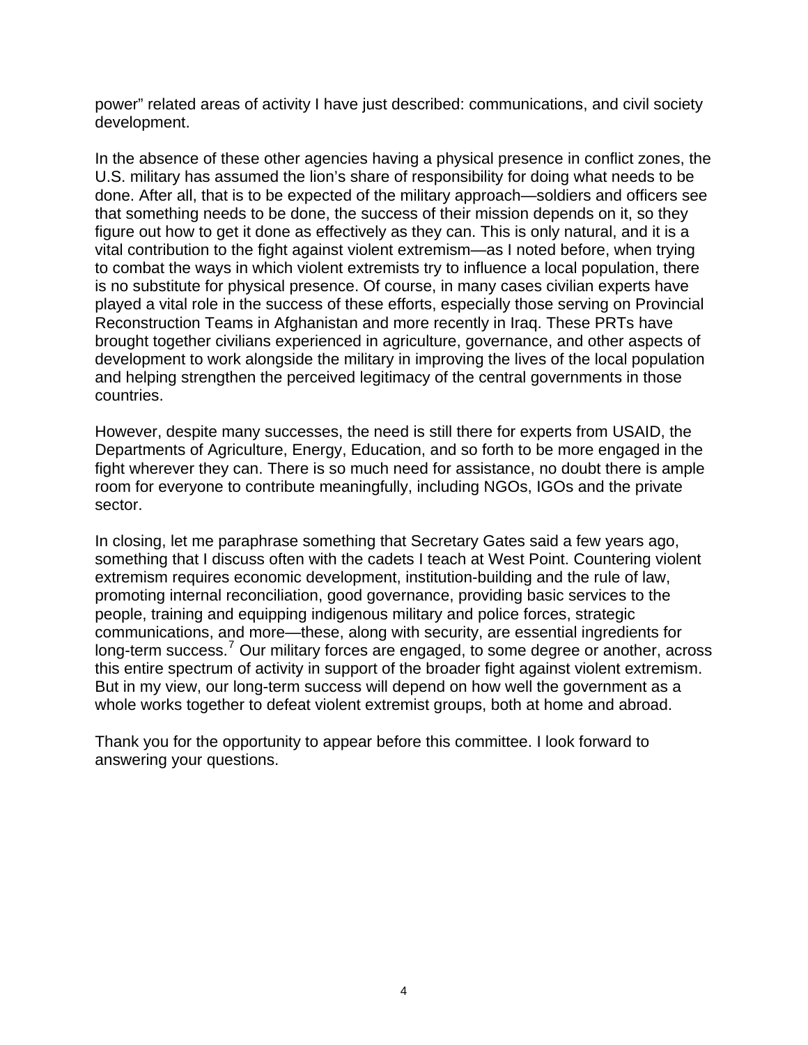power" related areas of activity I have just described: communications, and civil society development.

In the absence of these other agencies having a physical presence in conflict zones, the U.S. military has assumed the lion's share of responsibility for doing what needs to be done. After all, that is to be expected of the military approach—soldiers and officers see that something needs to be done, the success of their mission depends on it, so they figure out how to get it done as effectively as they can. This is only natural, and it is a vital contribution to the fight against violent extremism—as I noted before, when trying to combat the ways in which violent extremists try to influence a local population, there is no substitute for physical presence. Of course, in many cases civilian experts have played a vital role in the success of these efforts, especially those serving on Provincial Reconstruction Teams in Afghanistan and more recently in Iraq. These PRTs have brought together civilians experienced in agriculture, governance, and other aspects of development to work alongside the military in improving the lives of the local population and helping strengthen the perceived legitimacy of the central governments in those countries.

However, despite many successes, the need is still there for experts from USAID, the Departments of Agriculture, Energy, Education, and so forth to be more engaged in the fight wherever they can. There is so much need for assistance, no doubt there is ample room for everyone to contribute meaningfully, including NGOs, IGOs and the private sector.

In closing, let me paraphrase something that Secretary Gates said a few years ago, something that I discuss often with the cadets I teach at West Point. Countering violent extremism requires economic development, institution-building and the rule of law, promoting internal reconciliation, good governance, providing basic services to the people, training and equipping indigenous military and police forces, strategic communications, and more—these, along with security, are essential ingredients for long-term success.[7] Our military forces are engaged, to some degree or another, across this entire spectrum of activity in support of the broader fight against violent extremism. But in my view, our long-term success will depend on how well the government as a whole works together to defeat violent extremist groups, both at home and abroad.

Thank you for the opportunity to appear before this committee. I look forward to answering your questions.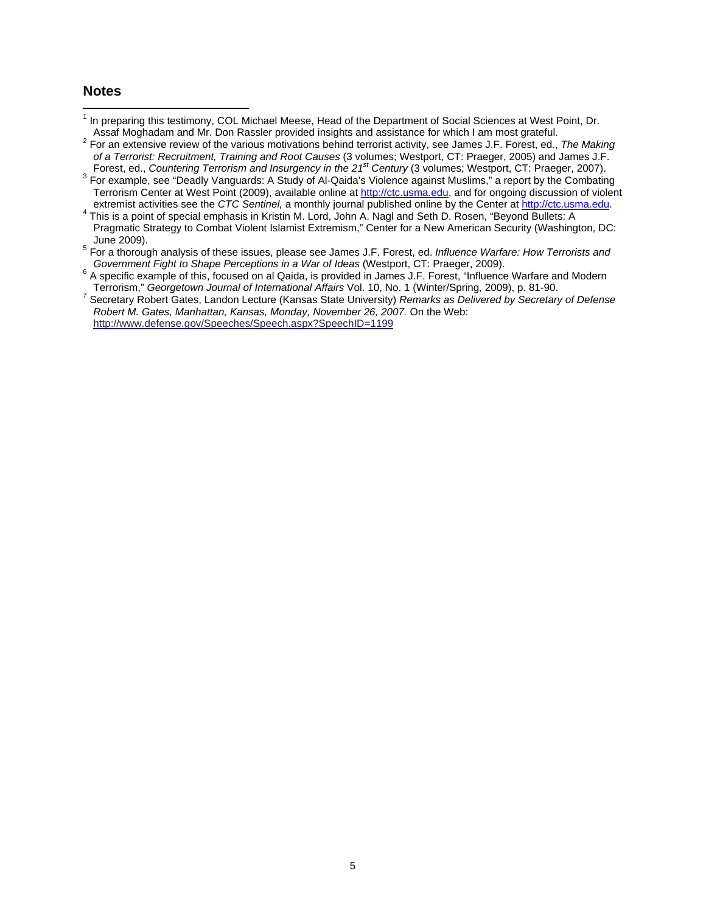## Notes

[1] In preparing this testimony, COL Michael Meese, Head of the Department of Social Sciences at West Point, Dr. Assaf Moghadam and Mr. Don Rassler provided insights and assistance for which I am most grateful.

[2] For an extensive review of the various motivations behind terrorist activity, see James J.F. Forest, ed., *The Making of a Terrorist: Recruitment, Training and Root Causes* (3 volumes; Westport, CT: Praeger, 2005) and James J.F. Forest, ed., *Countering Terrorism and Insurgency in the 21st Century* (3 volumes; Westport, CT: Praeger, 2007).

[3] For example, see "Deadly Vanguards: A Study of Al-Qaida's Violence against Muslims," a report by the Combating Terrorism Center at West Point (2009), available online at http://ctc.usma.edu, and for ongoing discussion of violent extremist activities see the *CTC Sentinel,* a monthly journal published online by the Center at http://ctc.usma.edu.

[4] This is a point of special emphasis in Kristin M. Lord, John A. Nagl and Seth D. Rosen, "Beyond Bullets: A Pragmatic Strategy to Combat Violent Islamist Extremism," Center for a New American Security (Washington, DC: June 2009).

[5] For a thorough analysis of these issues, please see James J.F. Forest, ed. *Influence Warfare: How Terrorists and Government Fight to Shape Perceptions in a War of Ideas* (Westport, CT: Praeger, 2009).

[6] A specific example of this, focused on al Qaida, is provided in James J.F. Forest, "Influence Warfare and Modern Terrorism," *Georgetown Journal of International Affairs* Vol. 10, No. 1 (Winter/Spring, 2009), p. 81-90.

[7] Secretary Robert Gates, Landon Lecture (Kansas State University) *Remarks as Delivered by Secretary of Defense Robert M. Gates, Manhattan, Kansas, Monday, November 26, 2007.* On the Web: http://www.defense.gov/Speeches/Speech.aspx?SpeechID=1199